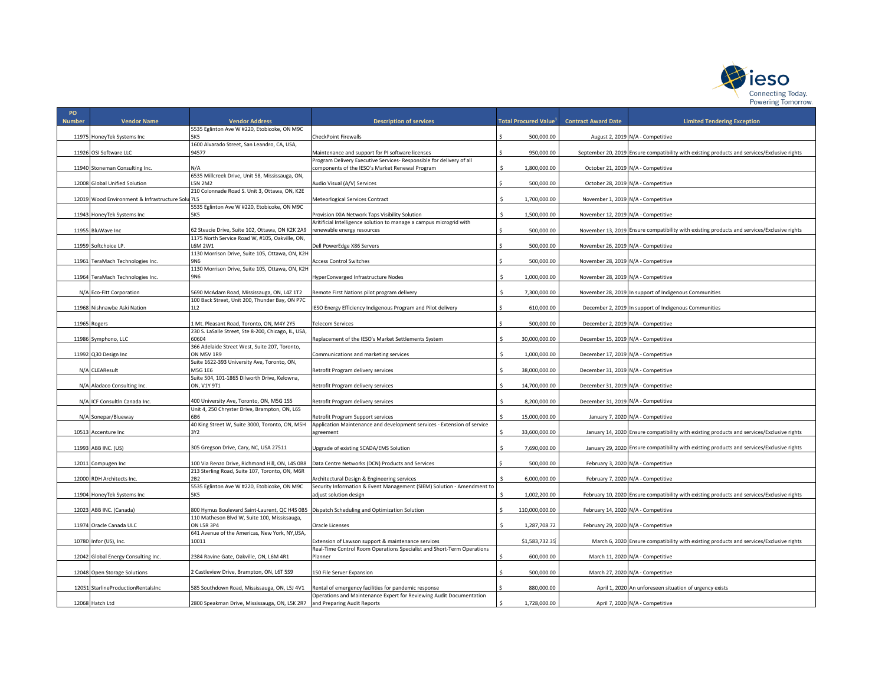| PO Number | Vendor Name | Vendor Address | Description of services | Total Procured Value[1] | Contract Award Date | Limited Tendering Exception |
|---|---|---|---|---|---|---|
| 11975 | HoneyTek Systems Inc | 5535 Eglinton Ave W #220, Etobicoke, ON M9C 5K5 | CheckPoint Firewalls | $ 500,000.00 | August 2, 2019 | N/A - Competitive |
| 11926 | OSI Software LLC | 1600 Alvarado Street, San Leandro, CA, USA, 94577 | Maintenance and support for PI software licenses | $ 950,000.00 | September 20, 2019 | Ensure compatibility with existing products and services/Exclusive rights |
| 11940 | Stoneman Consulting Inc. | N/A | Program Delivery Executive Services- Responsible for delivery of all components of the IESO's Market Renewal Program | $ 1,800,000.00 | October 21, 2019 | N/A - Competitive |
| 12008 | Global Unified Solution | 6535 Millcreek Drive, Unit 58, Mississauga, ON, L5N 2M2 | Audio Visual (A/V) Services | $ 500,000.00 | October 28, 2019 | N/A - Competitive |
| 12019 | Wood Environment & Infrastructure Solu | 210 Colonnade Road S. Unit 3, Ottawa, ON, K2E 7L5 | Meteorlogical Services Contract | $ 1,700,000.00 | November 1, 2019 | N/A - Competitive |
| 11943 | HoneyTek Systems Inc | 5535 Eglinton Ave W #220, Etobicoke, ON M9C 5K5 | Provision IXIA Network Taps Visibility Solution | $ 1,500,000.00 | November 12, 2019 | N/A - Competitive |
| 11955 | BluWave Inc | 62 Steacie Drive, Suite 102, Ottawa, ON K2K 2A9 | Aritificial Intelligence solution to manage a campus microgrid with renewable energy resources | $ 500,000.00 | November 13, 2019 | Ensure compatibility with existing products and services/Exclusive rights |
| 11959 | Softchoice LP. | 1175 North Service Road W, #105, Oakville, ON, L6M 2W1 | Dell PowerEdge X86 Servers | $ 500,000.00 | November 26, 2019 | N/A - Competitive |
| 11961 | TeraMach Technologies Inc. | 1130 Morrison Drive, Suite 105, Ottawa, ON, K2H 9N6 | Access Control Switches | $ 500,000.00 | November 28, 2019 | N/A - Competitive |
| 11964 | TeraMach Technologies Inc. | 1130 Morrison Drive, Suite 105, Ottawa, ON, K2H 9N6 | HyperConverged Infrastructure Nodes | $ 1,000,000.00 | November 28, 2019 | N/A - Competitive |
| N/A | Eco-Fitt Corporation | 5690 McAdam Road, Mississauga, ON, L4Z 1T2 | Remote First Nations pilot program delivery | $ 7,300,000.00 | November 28, 2019 | In support of Indigenous Communities |
| 11968 | Nishnawbe Aski Nation | 100 Back Street, Unit 200, Thunder Bay, ON P7C 1L2 | IESO Energy Efficiency Indigenous Program and Pilot delivery | $ 610,000.00 | December 2, 2019 | In support of Indigenous Communities |
| 11965 | Rogers | 1 Mt. Pleasant Road, Toronto, ON, M4Y 2Y5 | Telecom Services | $ 500,000.00 | December 2, 2019 | N/A - Competitive |
| 11986 | Symphono, LLC | 230 S. LaSalle Street, Ste 8-200, Chicago, IL, USA, 60604 | Replacement of the IESO's Market Settlements System | $ 30,000,000.00 | December 15, 2019 | N/A - Competitive |
| 11992 | Q30 Design Inc | 366 Adelaide Street West, Suite 207, Toronto, ON M5V 1R9 | Communications and marketing services | $ 1,000,000.00 | December 17, 2019 | N/A - Competitive |
| N/A | CLEAResult | Suite 1622-393 University Ave, Toronto, ON, M5G 1E6 | Retrofit Program delivery services | $ 38,000,000.00 | December 31, 2019 | N/A - Competitive |
| N/A | Aladaco Consulting Inc. | Suite 504, 101-1865 Dilworth Drive, Kelowna, ON, V1Y 9T1 | Retrofit Program delivery services | $ 14,700,000.00 | December 31, 2019 | N/A - Competitive |
| N/A | ICF Consultln Canada Inc. | 400 University Ave, Toronto, ON, M5G 1S5 | Retrofit Program delivery services | $ 8,200,000.00 | December 31, 2019 | N/A - Competitive |
| N/A | Sonepar/Blueway | Unit 4, 250 Chryster Drive, Brampton, ON, L6S 6B6 | Retrofit Program Support services | $ 15,000,000.00 | January 7, 2020 | N/A - Competitive |
| 10513 | Accenture Inc | 40 King Street W, Suite 3000, Toronto, ON, M5H 3Y2 | Application Maintenance and development services - Extension of service agreement | $ 33,600,000.00 | January 14, 2020 | Ensure compatibility with existing products and services/Exclusive rights |
| 11993 | ABB INC. (US) | 305 Gregson Drive, Cary, NC, USA 27511 | Upgrade of existing SCADA/EMS Solution | $ 7,690,000.00 | January 29, 2020 | Ensure compatibility with existing products and services/Exclusive rights |
| 12011 | Compugen Inc | 100 Via Renzo Drive, Richmond Hill, ON, L4S 0B8 | Data Centre Networks (DCN) Products and Services | $ 500,000.00 | February 3, 2020 | N/A - Competitive |
| 12000 | RDH Architects Inc. | 213 Sterling Road, Suite 107, Toronto, ON, M6R 2B2 | Architectural Design & Engineering services | $ 6,000,000.00 | February 7, 2020 | N/A - Competitive |
| 11904 | HoneyTek Systems Inc | 5535 Eglinton Ave W #220, Etobicoke, ON M9C 5K5 | Security Information & Event Management (SIEM) Solution - Amendment to adjust solution design | $ 1,002,200.00 | February 10, 2020 | Ensure compatibility with existing products and services/Exclusive rights |
| 12023 | ABB INC. (Canada) | 800 Hymus Boulevard Saint-Laurent, QC H4S 0B5 | Dispatch Scheduling and Optimization Solution | $ 110,000,000.00 | February 14, 2020 | N/A - Competitive |
| 11974 | Oracle Canada ULC | 110 Matheson Blvd W, Suite 100, Mississauga, ON L5R 3P4 | Oracle Licenses | $ 1,287,708.72 | February 29, 2020 | N/A - Competitive |
| 10780 | Infor (US), Inc. | 641 Avenue of the Americas, New York, NY,USA, 10011 | Extension of Lawson support & maintenance services | $1,583,732.35 | March 6, 2020 | Ensure compatibility with existing products and services/Exclusive rights |
| 12042 | Global Energy Consulting Inc. | 2384 Ravine Gate, Oakville, ON, L6M 4R1 | Real-Time Control Room Operations Specialist and Short-Term Operations Planner | $ 600,000.00 | March 11, 2020 | N/A - Competitive |
| 12048 | Open Storage Solutions | 2 Castleview Drive, Brampton, ON, L6T 5S9 | 150 File Server Expansion | $ 500,000.00 | March 27, 2020 | N/A - Competitive |
| 12051 | StarlineProductionRentalsInc | 585 Southdown Road, Mississauga, ON, L5J 4V1 | Rental of emergency facilities for pandemic response | $ 880,000.00 | April 1, 2020 | An unforeseen situation of urgency exists |
| 12068 | Hatch Ltd | 2800 Speakman Drive, Mississauga, ON, L5K 2R7 | Operations and Maintenance Expert for Reviewing Audit Documentation and Preparing Audit Reports | $ 1,728,000.00 | April 7, 2020 | N/A - Competitive |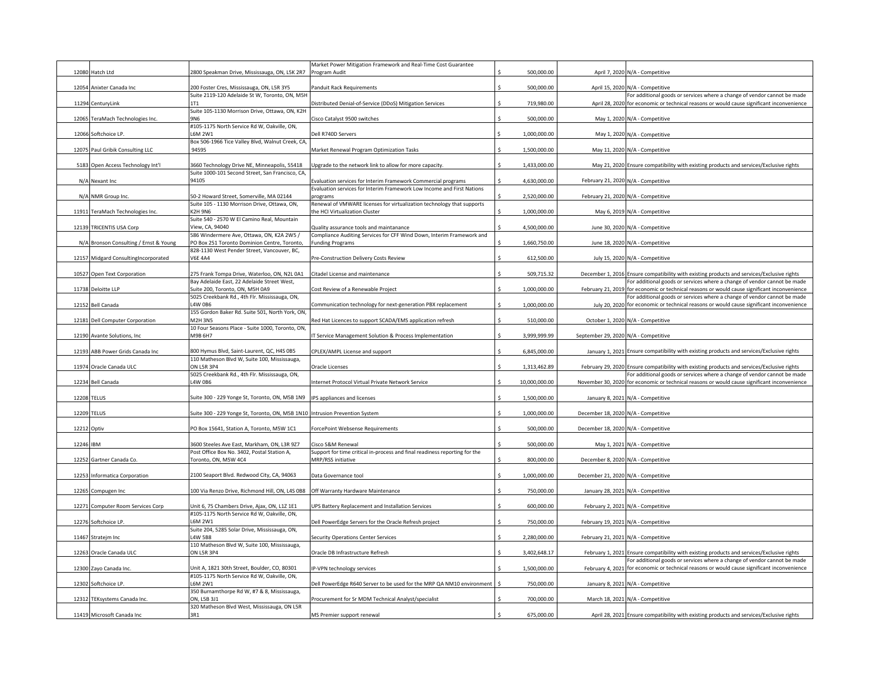| | | | | | | |
|---|---|---|---|---|---|---|
| 12080 | Hatch Ltd | 2800 Speakman Drive, Mississauga, ON, L5K 2R7 | Market Power Mitigation Framework and Real-Time Cost Guarantee Program Audit | $ 500,000.00 | April 7, 2020 | N/A - Competitive |
| 12054 | Anixter Canada Inc | 200 Foster Cres, Mississauga, ON, L5R 3Y5 | Panduit Rack Requirements | $ 500,000.00 | April 15, 2020 | N/A - Competitive |
| 11294 | CenturyLink | Suite 2119-120 Adelaide St W, Toronto, ON, M5H 1T1 | Distributed Denial-of-Service (DDoS) Mitigation Services | $ 719,980.00 | April 28, 2020 | For additional goods or services where a change of vendor cannot be made for economic or technical reasons or would cause significant inconvenience |
| 12065 | TeraMach Technologies Inc. | Suite 105-1130 Morrison Drive, Ottawa, ON, K2H 9N6 | Cisco Catalyst 9500 switches | $ 500,000.00 | May 1, 2020 | N/A - Competitive |
| 12066 | Softchoice LP. | #105-1175 North Service Rd W, Oakville, ON, L6M 2W1 | Dell R740D Servers | $ 1,000,000.00 | May 1, 2020 | N/A - Competitive |
| 12075 | Paul Gribik Consulting LLC | Box 506-1966 Tice Valley Blvd, Walnut Creek, CA, 94595 | Market Renewal Program Optimization Tasks | $ 1,500,000.00 | May 11, 2020 | N/A - Competitive |
| 5183 | Open Access Technology Int'l | 3660 Technology Drive NE, Minneapolis, 55418 | Upgrade to the network link to allow for more capacity. | $ 1,433,000.00 | May 21, 2020 | Ensure compatibility with existing products and services/Exclusive rights |
| N/A | Nexant Inc | Suite 1000-101 Second Street, San Francisco, CA, 94105 | Evaluation services for Interim Framework Commercial programs | $ 4,630,000.00 | February 21, 2020 | N/A - Competitive |
| N/A | NMR Group Inc. | 50-2 Howard Street, Somerville, MA 02144 | Evaluation services for Interim Framework Low Income and First Nations programs | $ 2,520,000.00 | February 21, 2020 | N/A - Competitive |
| 11911 | TeraMach Technologies Inc. | Suite 105 - 1130 Morrison Drive, Ottawa, ON, K2H 9N6 | Renewal of VMWARE licenses for virtualization technology that supports the HCI Virtualization Cluster | $ 1,000,000.00 | May 6, 2019 | N/A - Competitive |
| 12139 | TRICENTIS USA Corp | Suite 540 - 2570 W El Camino Real, Mountain View, CA, 94040 | Quality assurance tools and maintanance | $ 4,500,000.00 | June 30, 2020 | N/A - Competitive |
| N/A | Bronson Consulting / Ernst & Young | 586 Windermere Ave, Ottawa, ON, K2A 2W5 / PO Box 251 Toronto Dominion Centre, Toronto, | Compliance Auditing Services for CFF Wind Down, Interim Framework and Funding Programs | $ 1,660,750.00 | June 18, 2020 | N/A - Competitive |
| 12157 | Midgard ConsultingIncorporated | 828-1130 West Pender Street, Vancouver, BC, V6E 4A4 | Pre-Construction Delivery Costs Review | $ 612,500.00 | July 15, 2020 | N/A - Competitive |
| 10527 | Open Text Corporation | 275 Frank Tompa Drive, Waterloo, ON, N2L 0A1 | Citadel License and maintenance | $ 509,715.32 | December 1, 2016 | Ensure compatibility with existing products and services/Exclusive rights |
| 11738 | Deloitte LLP | Bay Adelaide East, 22 Adelaide Street West, Suite 200, Toronto, ON, M5H 0A9 | Cost Review of a Renewable Project | $ 1,000,000.00 | February 21, 2019 | For additional goods or services where a change of vendor cannot be made for economic or technical reasons or would cause significant inconvenience |
| 12152 | Bell Canada | 5025 Creekbank Rd., 4th Flr. Mississauga, ON, L4W 0B6 | Communication technology for next-generation PBX replacement | $ 1,000,000.00 | July 20, 2020 | For additional goods or services where a change of vendor cannot be made for economic or technical reasons or would cause significant inconvenience |
| 12181 | Dell Computer Corporation | 155 Gordon Baker Rd. Suite 501, North York, ON, M2H 3N5 | Red Hat Licences to support SCADA/EMS application refresh | $ 510,000.00 | October 1, 2020 | N/A - Competitive |
| 12190 | Avante Solutions, Inc | 10 Four Seasons Place - Suite 1000, Toronto, ON, M9B 6H7 | IT Service Management Solution & Process Implementation | $ 3,999,999.99 | September 29, 2020 | N/A - Competitive |
| 12193 | ABB Power Grids Canada Inc | 800 Hymus Blvd, Saint-Laurent, QC, H4S 0B5 | CPLEX/AMPL License and support | $ 6,845,000.00 | January 1, 2021 | Ensure compatibility with existing products and services/Exclusive rights |
| 11974 | Oracle Canada ULC | 110 Matheson Blvd W, Suite 100, Mississauga, ON L5R 3P4 | Oracle Licenses | $ 1,313,462.89 | February 29, 2020 | Ensure compatibility with existing products and services/Exclusive rights |
| 12234 | Bell Canada | 5025 Creekbank Rd., 4th Flr. Mississauga, ON, L4W 0B6 | Internet Protocol Virtual Private Network Service | $ 10,000,000.00 | November 30, 2020 | For additional goods or services where a change of vendor cannot be made for economic or technical reasons or would cause significant inconvenience |
| 12208 | TELUS | Suite 300 - 229 Yonge St, Toronto, ON, M5B 1N9 | IPS appliances and licenses | $ 1,500,000.00 | January 8, 2021 | N/A - Competitive |
| 12209 | TELUS | Suite 300 - 229 Yonge St, Toronto, ON, M5B 1N10 | Intrusion Prevention System | $ 1,000,000.00 | December 18, 2020 | N/A - Competitive |
| 12212 | Optiv | PO Box 15641, Station A, Toronto, M5W 1C1 | ForcePoint Websense Requirements | $ 500,000.00 | December 18, 2020 | N/A - Competitive |
| 12246 | IBM | 3600 Steeles Ave East, Markham, ON, L3R 9Z7 | Cisco S&M Renewal | $ 500,000.00 | May 1, 2021 | N/A - Competitive |
| 12252 | Gartner Canada Co. | Post Office Box No. 3402, Postal Station A, Toronto, ON, M5W 4C4 | Support for time critical in-process and final readiness reporting for the MRP/RSS initiative | $ 800,000.00 | December 8, 2020 | N/A - Competitive |
| 12253 | Informatica Corporation | 2100 Seaport Blvd. Redwood City, CA, 94063 | Data Governance tool | $ 1,000,000.00 | December 21, 2020 | N/A - Competitive |
| 12265 | Compugen Inc | 100 Via Renzo Drive, Richmond Hill, ON, L4S 0B8 | Off Warranty Hardware Maintenance | $ 750,000.00 | January 28, 2021 | N/A - Competitive |
| 12271 | Computer Room Services Corp | Unit 6, 75 Chambers Drive, Ajax, ON, L1Z 1E1 | UPS Battery Replacement and Installation Services | $ 600,000.00 | February 2, 2021 | N/A - Competitive |
| 12276 | Softchoice LP. | #105-1175 North Service Rd W, Oakville, ON, L6M 2W1 | Dell PowerEdge Servers for the Oracle Refresh project | $ 750,000.00 | February 19, 2021 | N/A - Competitive |
| 11467 | Stratejm Inc | Suite 204, 5285 Solar Drive, Mississauga, ON, L4W 5B8 | Security Operations Center Services | $ 2,280,000.00 | February 21, 2021 | N/A - Competitive |
| 12263 | Oracle Canada ULC | 110 Matheson Blvd W, Suite 100, Mississauga, ON L5R 3P4 | Oracle DB Infrastructure Refresh | $ 3,402,648.17 | February 1, 2021 | Ensure compatibility with existing products and services/Exclusive rights |
| 12300 | Zayo Canada Inc. | Unit A, 1821 30th Street, Boulder, CO, 80301 | IP-VPN technology services | $ 1,500,000.00 | February 4, 2021 | For additional goods or services where a change of vendor cannot be made for economic or technical reasons or would cause significant inconvenience |
| 12302 | Softchoice LP. | #105-1175 North Service Rd W, Oakville, ON, L6M 2W1 | Dell PowerEdge R640 Server to be used for the MRP QA NM10 environment | $ 750,000.00 | January 8, 2021 | N/A - Competitive |
| 12312 | TEKsystems Canada Inc. | 350 Burnamthorpe Rd W, #7 & 8, Mississauga, ON, L5B 3J1 | Procurement for Sr MDM Technical Analyst/specialist | $ 700,000.00 | March 18, 2021 | N/A - Competitive |
| 11419 | Microsoft Canada Inc | 320 Matheson Blvd West, Mississauga, ON L5R 3R1 | MS Premier support renewal | $ 675,000.00 | April 28, 2021 | Ensure compatibility with existing products and services/Exclusive rights |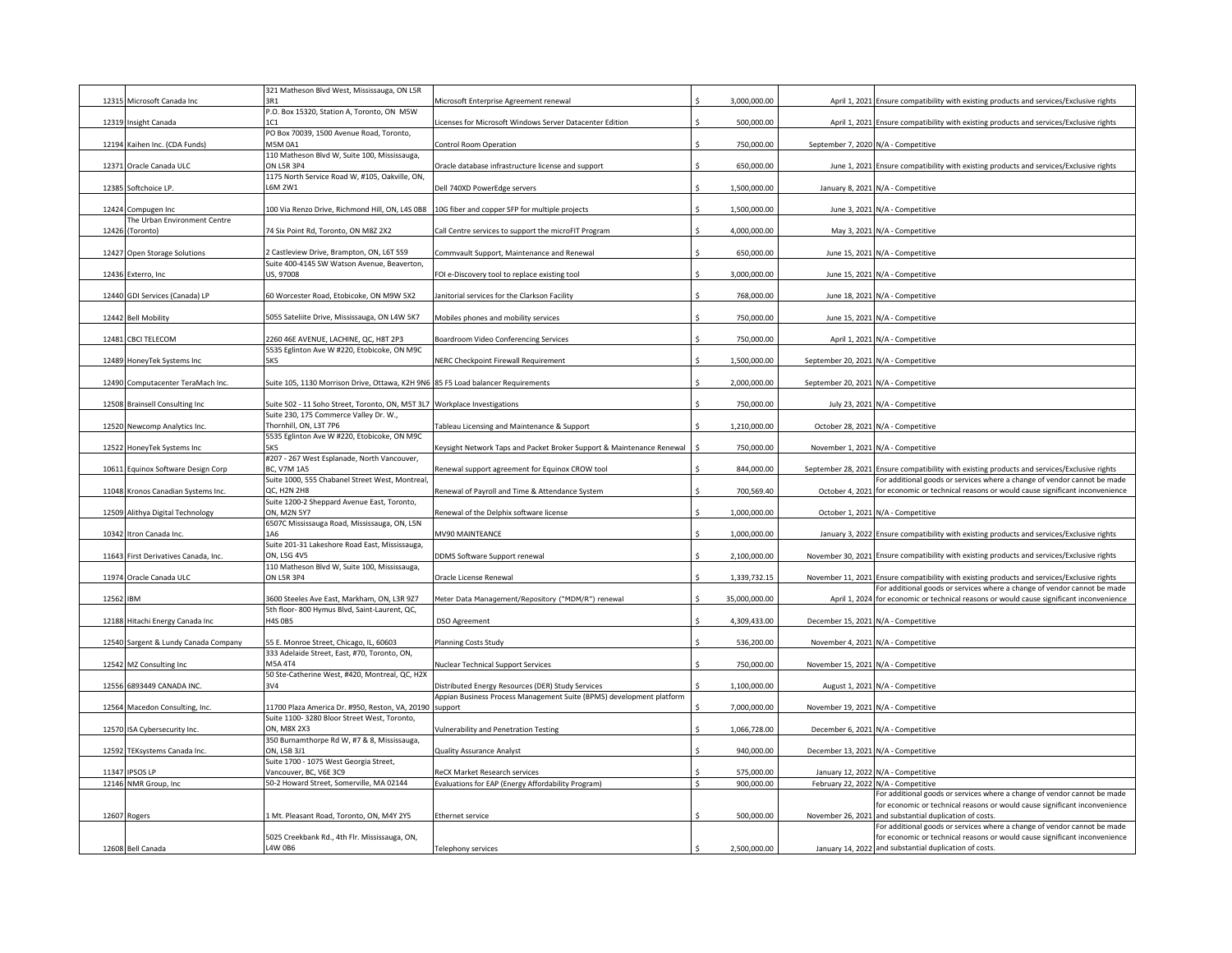| | | | | | | |
|---|---|---|---|---|---|---|
| 12315 | Microsoft Canada Inc | 321 Matheson Blvd West, Mississauga, ON L5R 3R1 | Microsoft Enterprise Agreement renewal | $ 3,000,000.00 | April 1, 2021 | Ensure compatibility with existing products and services/Exclusive rights |
| 12319 | Insight Canada | P.O. Box 15320, Station A, Toronto, ON M5W 1C1 | Licenses for Microsoft Windows Server Datacenter Edition | $ 500,000.00 | April 1, 2021 | Ensure compatibility with existing products and services/Exclusive rights |
| 12194 | Kaihen Inc. (CDA Funds) | PO Box 70039, 1500 Avenue Road, Toronto, M5M 0A1 | Control Room Operation | $ 750,000.00 | September 7, 2020 | N/A - Competitive |
| 12371 | Oracle Canada ULC | 110 Matheson Blvd W, Suite 100, Mississauga, ON L5R 3P4 | Oracle database infrastructure license and support | $ 650,000.00 | June 1, 2021 | Ensure compatibility with existing products and services/Exclusive rights |
| 12385 | Softchoice LP. | 1175 North Service Road W, #105, Oakville, ON, L6M 2W1 | Dell 740XD PowerEdge servers | $ 1,500,000.00 | January 8, 2021 | N/A - Competitive |
| 12424 | Compugen Inc | 100 Via Renzo Drive, Richmond Hill, ON, L4S 0B8 | 10G fiber and copper SFP for multiple projects | $ 1,500,000.00 | June 3, 2021 | N/A - Competitive |
| 12426 | The Urban Environment Centre (Toronto) | 74 Six Point Rd, Toronto, ON M8Z 2X2 | Call Centre services to support the microFIT Program | $ 4,000,000.00 | May 3, 2021 | N/A - Competitive |
| 12427 | Open Storage Solutions | 2 Castleview Drive, Brampton, ON, L6T 5S9 | Commvault Support, Maintenance and Renewal | $ 650,000.00 | June 15, 2021 | N/A - Competitive |
| 12436 | Exterro, Inc | Suite 400-4145 SW Watson Avenue, Beaverton, US, 97008 | FOI e-Discovery tool to replace existing tool | $ 3,000,000.00 | June 15, 2021 | N/A - Competitive |
| 12440 | GDI Services (Canada) LP | 60 Worcester Road, Etobicoke, ON M9W 5X2 | Janitorial services for the Clarkson Facility | $ 768,000.00 | June 18, 2021 | N/A - Competitive |
| 12442 | Bell Mobility | 5055 Satellite Drive, Mississauga, ON L4W 5K7 | Mobiles phones and mobility services | $ 750,000.00 | June 15, 2021 | N/A - Competitive |
| 12481 | CBCI TELECOM | 2260 46E AVENUE, LACHINE, QC, H8T 2P3 | Boardroom Video Conferencing Services | $ 750,000.00 | April 1, 2021 | N/A - Competitive |
| 12489 | HoneyTek Systems Inc | 5535 Eglinton Ave W #220, Etobicoke, ON M9C 5K5 | NERC Checkpoint Firewall Requirement | $ 1,500,000.00 | September 20, 2021 | N/A - Competitive |
| 12490 | Computacenter TeraMach Inc. | Suite 105, 1130 Morrison Drive, Ottawa, K2H 9N6 | 85 F5 Load balancer Requirements | $ 2,000,000.00 | September 20, 2021 | N/A - Competitive |
| 12508 | Brainsell Consulting Inc | Suite 502 - 11 Soho Street, Toronto, ON, M5T 3L7 | Workplace Investigations | $ 750,000.00 | July 23, 2021 | N/A - Competitive |
| 12520 | Newcomp Analytics Inc. | Suite 230, 175 Commerce Valley Dr. W., Thornhill, ON, L3T 7P6 | Tableau Licensing and Maintenance & Support | $ 1,210,000.00 | October 28, 2021 | N/A - Competitive |
| 12522 | HoneyTek Systems Inc | 5535 Eglinton Ave W #220, Etobicoke, ON M9C 5K5 | Keysight Network Taps and Packet Broker Support & Maintenance Renewal | $ 750,000.00 | November 1, 2021 | N/A - Competitive |
| 10611 | Equinox Software Design Corp | #207 - 267 West Esplanade, North Vancouver, BC, V7M 1A5 | Renewal support agreement for Equinox CROW tool | $ 844,000.00 | September 28, 2021 | Ensure compatibility with existing products and services/Exclusive rights |
| 11048 | Kronos Canadian Systems Inc. | Suite 1000, 555 Chabanel Street West, Montreal, QC, H2N 2H8 | Renewal of Payroll and Time & Attendance System | $ 700,569.40 | October 4, 2021 | For additional goods or services where a change of vendor cannot be made for economic or technical reasons or would cause significant inconvenience |
| 12509 | Alithya Digital Technology | Suite 1200-2 Sheppard Avenue East, Toronto, ON, M2N 5Y7 | Renewal of the Delphix software license | $ 1,000,000.00 | October 1, 2021 | N/A - Competitive |
| 10342 | Itron Canada Inc. | 6507C Mississauga Road, Mississauga, ON, L5N 1A6 | MV90 MAINTEANCE | $ 1,000,000.00 | January 3, 2022 | Ensure compatibility with existing products and services/Exclusive rights |
| 11643 | First Derivatives Canada, Inc. | Suite 201-31 Lakeshore Road East, Mississauga, ON, L5G 4V5 | DDMS Software Support renewal | $ 2,100,000.00 | November 30, 2021 | Ensure compatibility with existing products and services/Exclusive rights |
| 11974 | Oracle Canada ULC | 110 Matheson Blvd W, Suite 100, Mississauga, ON L5R 3P4 | Oracle License Renewal | $ 1,339,732.15 | November 11, 2021 | Ensure compatibility with existing products and services/Exclusive rights |
| 12562 | IBM | 3600 Steeles Ave East, Markham, ON, L3R 9Z7 | Meter Data Management/Repository ("MDM/R") renewal | $ 35,000,000.00 | April 1, 2024 | For additional goods or services where a change of vendor cannot be made for economic or technical reasons or would cause significant inconvenience |
| 12188 | Hitachi Energy Canada Inc | 5th floor- 800 Hymus Blvd, Saint-Laurent, QC, H4S 0B5 | DSO Agreement | $ 4,309,433.00 | December 15, 2021 | N/A - Competitive |
| 12540 | Sargent & Lundy Canada Company | 55 E. Monroe Street, Chicago, IL, 60603 | Planning Costs Study | $ 536,200.00 | November 4, 2021 | N/A - Competitive |
| 12542 | MZ Consulting Inc | 333 Adelaide Street, East, #70, Toronto, ON, M5A 4T4 | Nuclear Technical Support Services | $ 750,000.00 | November 15, 2021 | N/A - Competitive |
| 12556 | 6893449 CANADA INC. | 50 Ste-Catherine West, #420, Montreal, QC, H2X 3V4 | Distributed Energy Resources (DER) Study Services | $ 1,100,000.00 | August 1, 2021 | N/A - Competitive |
| 12564 | Macedon Consulting, Inc. | 11700 Plaza America Dr. #950, Reston, VA, 20190 | Appian Business Process Management Suite (BPMS) development platform support | $ 7,000,000.00 | November 19, 2021 | N/A - Competitive |
| 12570 | ISA Cybersecurity Inc. | Suite 1100- 3280 Bloor Street West, Toronto, ON, M8X 2X3 | Vulnerability and Penetration Testing | $ 1,066,728.00 | December 6, 2021 | N/A - Competitive |
| 12592 | TEKsystems Canada Inc. | 350 Burnamthorpe Rd W, #7 & 8, Mississauga, ON, L5B 3J1 | Quality Assurance Analyst | $ 940,000.00 | December 13, 2021 | N/A - Competitive |
| 11347 | IPSOS LP | Suite 1700 - 1075 West Georgia Street, Vancouver, BC, V6E 3C9 | ReCX Market Research services | $ 575,000.00 | January 12, 2022 | N/A - Competitive |
| 12146 | NMR Group, Inc | 50-2 Howard Street, Somerville, MA 02144 | Evaluations for EAP (Energy Affordability Program) | $ 900,000.00 | February 22, 2022 | N/A - Competitive |
| 12607 | Rogers | 1 Mt. Pleasant Road, Toronto, ON, M4Y 2Y5 | Ethernet service | $ 500,000.00 | November 26, 2021 | For additional goods or services where a change of vendor cannot be made for economic or technical reasons or would cause significant inconvenience and substantial duplication of costs. |
| 12608 | Bell Canada | 5025 Creekbank Rd., 4th Flr. Mississauga, ON, L4W 0B6 | Telephony services | $ 2,500,000.00 | January 14, 2022 | For additional goods or services where a change of vendor cannot be made for economic or technical reasons or would cause significant inconvenience and substantial duplication of costs. |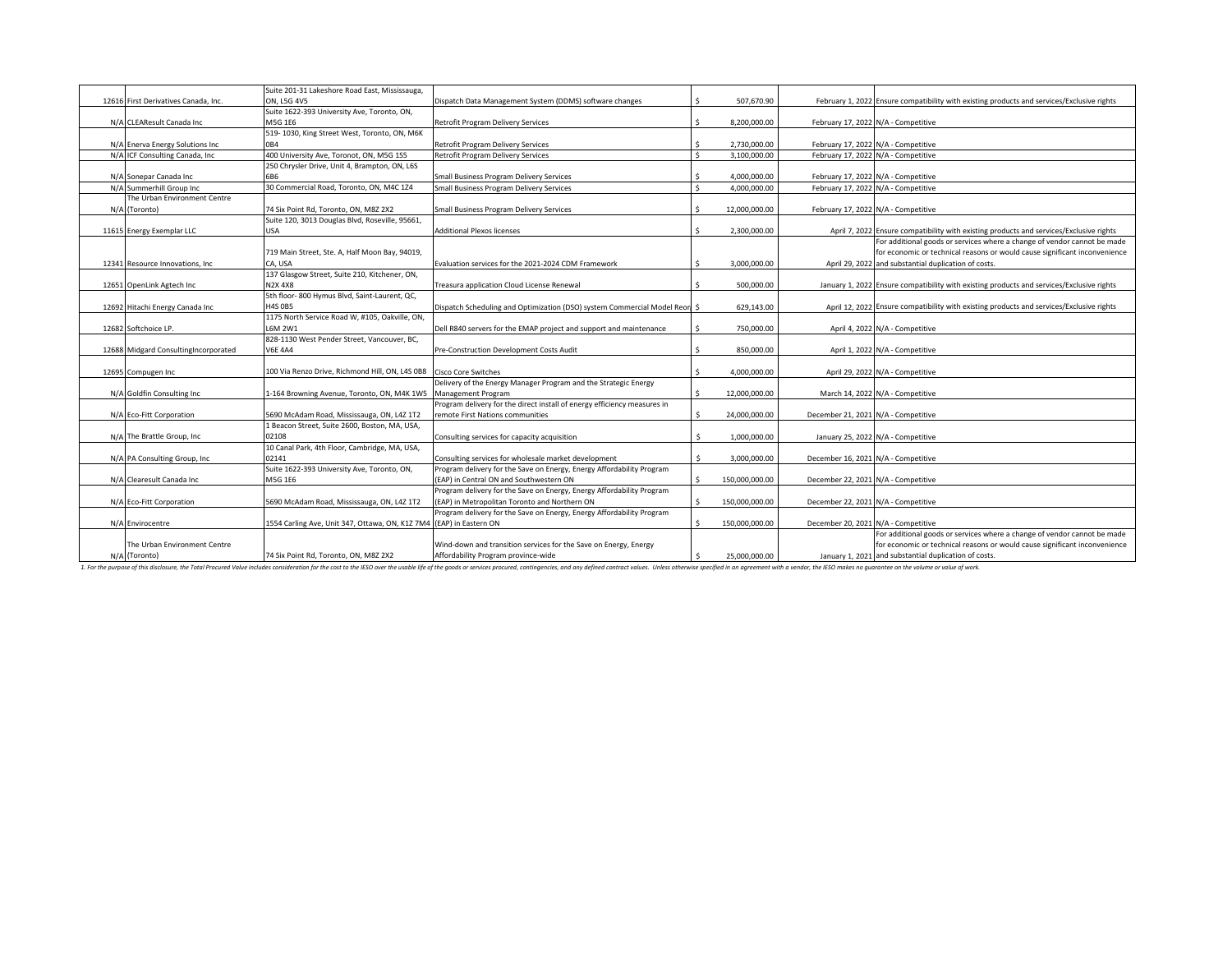| | | | | | | |
|---|---|---|---|---|---|---|
| 12616 | First Derivatives Canada, Inc. | Suite 201-31 Lakeshore Road East, Mississauga, ON, L5G 4V5 | Dispatch Data Management System (DDMS) software changes | $ 507,670.90 | February 1, 2022 | Ensure compatibility with existing products and services/Exclusive rights |
| N/A | CLEAResult Canada Inc | Suite 1622-393 University Ave, Toronto, ON, M5G 1E6 | Retrofit Program Delivery Services | $ 8,200,000.00 | February 17, 2022 | N/A - Competitive |
| N/A | Enerva Energy Solutions Inc | 519- 1030, King Street West, Toronto, ON, M6K 0B4 | Retrofit Program Delivery Services | $ 2,730,000.00 | February 17, 2022 | N/A - Competitive |
| N/A | ICF Consulting Canada, Inc | 400 University Ave, Toronot, ON, M5G 1S5 | Retrofit Program Delivery Services | $ 3,100,000.00 | February 17, 2022 | N/A - Competitive |
| N/A | Sonepar Canada Inc | 250 Chrysler Drive, Unit 4, Brampton, ON, L6S 6B6 | Small Business Program Delivery Services | $ 4,000,000.00 | February 17, 2022 | N/A - Competitive |
| N/A | Summerhill Group Inc | 30 Commercial Road, Toronto, ON, M4C 1Z4 | Small Business Program Delivery Services | $ 4,000,000.00 | February 17, 2022 | N/A - Competitive |
| N/A | The Urban Environment Centre (Toronto) | 74 Six Point Rd, Toronto, ON, M8Z 2X2 | Small Business Program Delivery Services | $ 12,000,000.00 | February 17, 2022 | N/A - Competitive |
| 11615 | Energy Exemplar LLC | Suite 120, 3013 Douglas Blvd, Roseville, 95661, USA | Additional Plexos licenses | $ 2,300,000.00 | April 7, 2022 | Ensure compatibility with existing products and services/Exclusive rights |
| 12341 | Resource Innovations, Inc | 719 Main Street, Ste. A, Half Moon Bay, 94019, CA, USA | Evaluation services for the 2021-2024 CDM Framework | $ 3,000,000.00 | April 29, 2022 | For additional goods or services where a change of vendor cannot be made for economic or technical reasons or would cause significant inconvenience and substantial duplication of costs. |
| 12651 | OpenLink Agtech Inc | 137 Glasgow Street, Suite 210, Kitchener, ON, N2X 4X8 | Treasura application Cloud License Renewal | $ 500,000.00 | January 1, 2022 | Ensure compatibility with existing products and services/Exclusive rights |
| 12692 | Hitachi Energy Canada Inc | 5th floor- 800 Hymus Blvd, Saint-Laurent, QC, H4S 0B5 | Dispatch Scheduling and Optimization (DSO) system Commercial Model Reor | $ 629,143.00 | April 12, 2022 | Ensure compatibility with existing products and services/Exclusive rights |
| 12682 | Softchoice LP. | 1175 North Service Road W, #105, Oakville, ON, L6M 2W1 | Dell R840 servers for the EMAP project and support and maintenance | $ 750,000.00 | April 4, 2022 | N/A - Competitive |
| 12688 | Midgard ConsultingIncorporated | 828-1130 West Pender Street, Vancouver, BC, V6E 4A4 | Pre-Construction Development Costs Audit | $ 850,000.00 | April 1, 2022 | N/A - Competitive |
| 12695 | Compugen Inc | 100 Via Renzo Drive, Richmond Hill, ON, L4S 0B8 | Cisco Core Switches | $ 4,000,000.00 | April 29, 2022 | N/A - Competitive |
| N/A | Goldfin Consulting Inc | 1-164 Browning Avenue, Toronto, ON, M4K 1W5 | Delivery of the Energy Manager Program and the Strategic Energy Management Program | $ 12,000,000.00 | March 14, 2022 | N/A - Competitive |
| N/A | Eco-Fitt Corporation | 5690 McAdam Road, Mississauga, ON, L4Z 1T2 | Program delivery for the direct install of energy efficiency measures in remote First Nations communities | $ 24,000,000.00 | December 21, 2021 | N/A - Competitive |
| N/A | The Brattle Group, Inc | 1 Beacon Street, Suite 2600, Boston, MA, USA, 02108 | Consulting services for capacity acquisition | $ 1,000,000.00 | January 25, 2022 | N/A - Competitive |
| N/A | PA Consulting Group, Inc | 10 Canal Park, 4th Floor, Cambridge, MA, USA, 02141 | Consulting services for wholesale market development | $ 3,000,000.00 | December 16, 2021 | N/A - Competitive |
| N/A | Clearesult Canada Inc | Suite 1622-393 University Ave, Toronto, ON, M5G 1E6 | Program delivery for the Save on Energy, Energy Affordability Program (EAP) in Central ON and Southwestern ON | $ 150,000,000.00 | December 22, 2021 | N/A - Competitive |
| N/A | Eco-Fitt Corporation | 5690 McAdam Road, Mississauga, ON, L4Z 1T2 | Program delivery for the Save on Energy, Energy Affordability Program (EAP) in Metropolitan Toronto and Northern ON | $ 150,000,000.00 | December 22, 2021 | N/A - Competitive |
| N/A | Envirocentre | 1554 Carling Ave, Unit 347, Ottawa, ON, K1Z 7M4 | Program delivery for the Save on Energy, Energy Affordability Program (EAP) in Eastern ON | $ 150,000,000.00 | December 20, 2021 | N/A - Competitive |
| N/A | The Urban Environment Centre (Toronto) | 74 Six Point Rd, Toronto, ON, M8Z 2X2 | Wind-down and transition services for the Save on Energy, Energy Affordability Program province-wide | $ 25,000,000.00 | January 1, 2021 | For additional goods or services where a change of vendor cannot be made for economic or technical reasons or would cause significant inconvenience and substantial duplication of costs. |

*1. For the purpose of this disclosure, the Total Procured Value includes consideration for the cost to the IESO over the usable life of the goods or services procured, contingencies, and any defined contract values. Unless otherwise specified in an agreement with a vendor, the IESO makes no guarantee on the volume or value of work.*